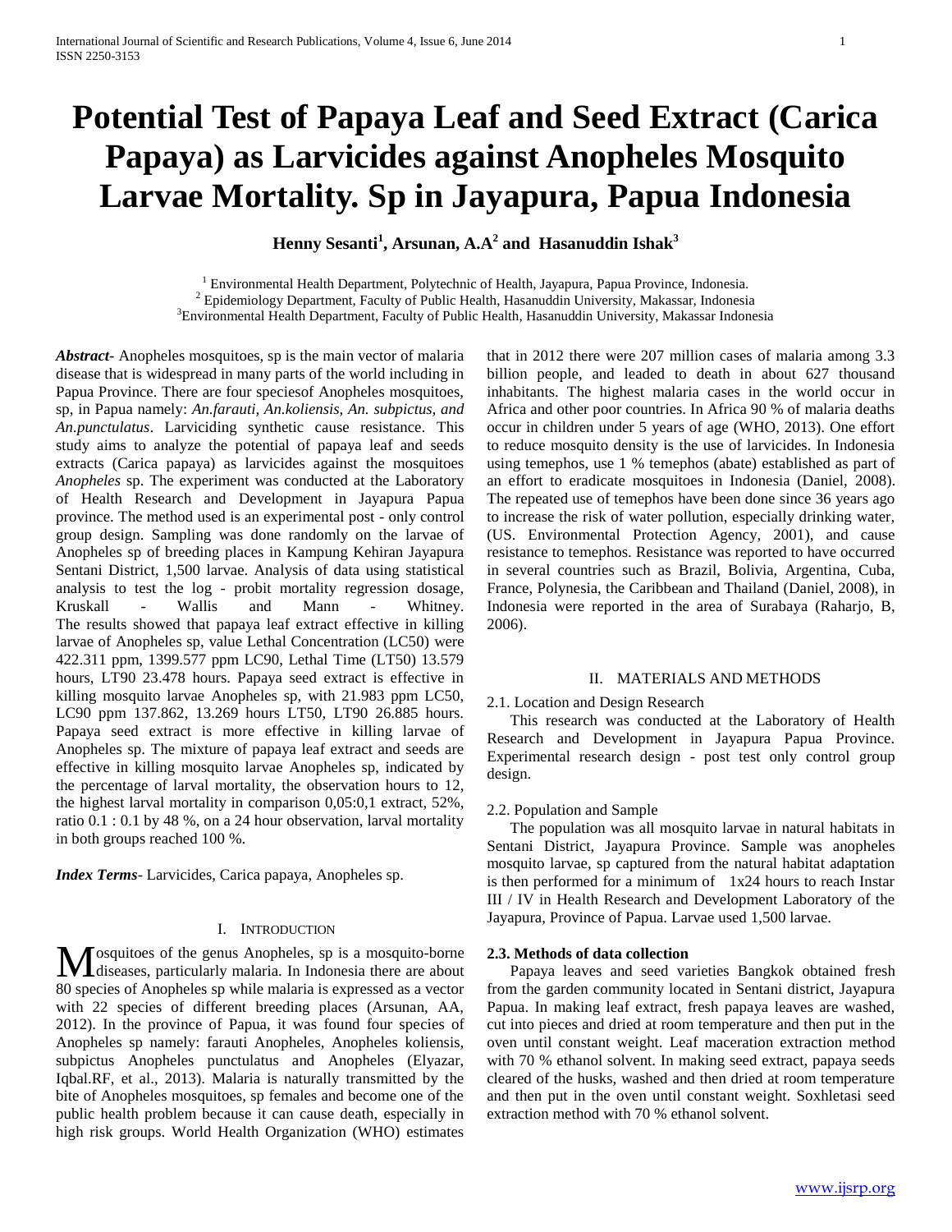# Potential Test of Papaya Leaf and Seed Extract (Carica Papaya) as Larvicides against Anopheles Mosquito Larvae Mortality. Sp in Jayapura, Papua Indonesia

**Henny Sesanti[1], Arsunan, A.A[2] and Hasanuddin Ishak[3]**

[1] Environmental Health Department, Polytechnic of Health, Jayapura, Papua Province, Indonesia.
[2] Epidemiology Department, Faculty of Public Health, Hasanuddin University, Makassar, Indonesia
[3]Environmental Health Department, Faculty of Public Health, Hasanuddin University, Makassar Indonesia

***Abstract***- Anopheles mosquitoes, sp is the main vector of malaria disease that is widespread in many parts of the world including in Papua Province. There are four speciesof Anopheles mosquitoes, sp, in Papua namely: *An.farauti, An.koliensis, An. subpictus, and An.punctulatus*. Larviciding synthetic cause resistance. This study aims to analyze the potential of papaya leaf and seeds extracts (Carica papaya) as larvicides against the mosquitoes *Anopheles* sp. The experiment was conducted at the Laboratory of Health Research and Development in Jayapura Papua province. The method used is an experimental post - only control group design. Sampling was done randomly on the larvae of Anopheles sp of breeding places in Kampung Kehiran Jayapura Sentani District, 1,500 larvae. Analysis of data using statistical analysis to test the log - probit mortality regression dosage, Kruskall - Wallis and Mann - Whitney. The results showed that papaya leaf extract effective in killing larvae of Anopheles sp, value Lethal Concentration (LC50) were 422.311 ppm, 1399.577 ppm LC90, Lethal Time (LT50) 13.579 hours, LT90 23.478 hours. Papaya seed extract is effective in killing mosquito larvae Anopheles sp, with 21.983 ppm LC50, LC90 ppm 137.862, 13.269 hours LT50, LT90 26.885 hours. Papaya seed extract is more effective in killing larvae of Anopheles sp. The mixture of papaya leaf extract and seeds are effective in killing mosquito larvae Anopheles sp, indicated by the percentage of larval mortality, the observation hours to 12, the highest larval mortality in comparison 0,05:0,1 extract, 52%, ratio 0.1 : 0.1 by 48 %, on a 24 hour observation, larval mortality in both groups reached 100 %.

***Index Terms***- Larvicides, Carica papaya, Anopheles sp.

## I. Introduction

Mosquitoes of the genus Anopheles, sp is a mosquito-borne diseases, particularly malaria. In Indonesia there are about 80 species of Anopheles sp while malaria is expressed as a vector with 22 species of different breeding places (Arsunan, AA, 2012). In the province of Papua, it was found four species of Anopheles sp namely: farauti Anopheles, Anopheles koliensis, subpictus Anopheles punctulatus and Anopheles (Elyazar, Iqbal.RF, et al., 2013). Malaria is naturally transmitted by the bite of Anopheles mosquitoes, sp females and become one of the public health problem because it can cause death, especially in high risk groups. World Health Organization (WHO) estimates that in 2012 there were 207 million cases of malaria among 3.3 billion people, and leaded to death in about 627 thousand inhabitants. The highest malaria cases in the world occur in Africa and other poor countries. In Africa 90 % of malaria deaths occur in children under 5 years of age (WHO, 2013). One effort to reduce mosquito density is the use of larvicides. In Indonesia using temephos, use 1 % temephos (abate) established as part of an effort to eradicate mosquitoes in Indonesia (Daniel, 2008). The repeated use of temephos have been done since 36 years ago to increase the risk of water pollution, especially drinking water, (US. Environmental Protection Agency, 2001), and cause resistance to temephos. Resistance was reported to have occurred in several countries such as Brazil, Bolivia, Argentina, Cuba, France, Polynesia, the Caribbean and Thailand (Daniel, 2008), in Indonesia were reported in the area of Surabaya (Raharjo, B, 2006).

## II. Materials and Methods

### 2.1. Location and Design Research

This research was conducted at the Laboratory of Health Research and Development in Jayapura Papua Province. Experimental research design - post test only control group design.

### 2.2. Population and Sample

The population was all mosquito larvae in natural habitats in Sentani District, Jayapura Province. Sample was anopheles mosquito larvae, sp captured from the natural habitat adaptation is then performed for a minimum of 1x24 hours to reach Instar III / IV in Health Research and Development Laboratory of the Jayapura, Province of Papua. Larvae used 1,500 larvae.

### 2.3. Methods of data collection

Papaya leaves and seed varieties Bangkok obtained fresh from the garden community located in Sentani district, Jayapura Papua. In making leaf extract, fresh papaya leaves are washed, cut into pieces and dried at room temperature and then put in the oven until constant weight. Leaf maceration extraction method with 70 % ethanol solvent. In making seed extract, papaya seeds cleared of the husks, washed and then dried at room temperature and then put in the oven until constant weight. Soxhletasi seed extraction method with 70 % ethanol solvent.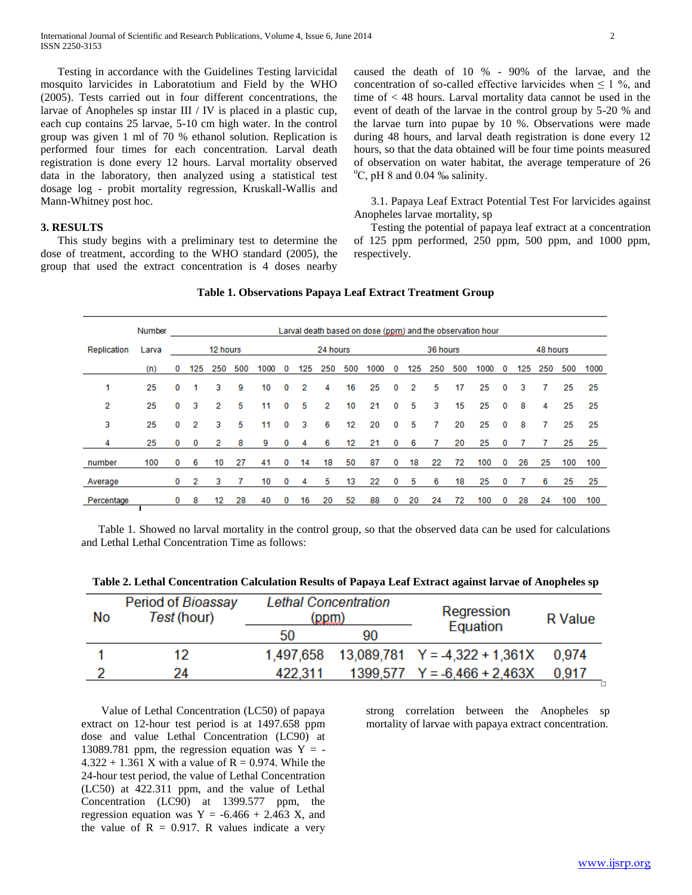Testing in accordance with the Guidelines Testing larvicidal mosquito larvicides in Laboratotium and Field by the WHO (2005). Tests carried out in four different concentrations, the larvae of Anopheles sp instar III / IV is placed in a plastic cup, each cup contains 25 larvae, 5-10 cm high water. In the control group was given 1 ml of 70 % ethanol solution. Replication is performed four times for each concentration. Larval death registration is done every 12 hours. Larval mortality observed data in the laboratory, then analyzed using a statistical test dosage log - probit mortality regression, Kruskall-Wallis and Mann-Whitney post hoc.

## 3. RESULTS

This study begins with a preliminary test to determine the dose of treatment, according to the WHO standard (2005), the group that used the extract concentration is 4 doses nearby caused the death of 10 % - 90% of the larvae, and the concentration of so-called effective larvicides when ≤ 1 %, and the time of < 48 hours. Larval mortality data cannot be used in the event of death of the larvae in the control group by 5-20 % and the larvae turn into pupae by 10 %. Observations were made during 48 hours, and larval death registration is done every 12 hours, so that the data obtained will be four time points measured of observation on water habitat, the average temperature of 26 $^{o}$C, pH 8 and 0.04 ‰ salinity.

3.1. Papaya Leaf Extract Potential Test For larvicides against Anopheles larvae mortality, sp

Testing the potential of papaya leaf extract at a concentration of 125 ppm performed, 250 ppm, 500 ppm, and 1000 ppm, respectively.

**Table 1. Observations Papaya Leaf Extract Treatment Group**

| Replication | Number Larva (n) | Larval death based on dose (ppm) and the observation hour | | | | | | | | | | | | | | | | | | | |
|---|---|---|---|---|---|---|---|---|---|---|---|---|---|---|---|---|---|---|---|---|---|
| | | 12 hours | | | | | 24 hours | | | | | 36 hours | | | | | 48 hours | | | | |
| | | 0 | 125 | 250 | 500 | 1000 | 0 | 125 | 250 | 500 | 1000 | 0 | 125 | 250 | 500 | 1000 | 0 | 125 | 250 | 500 | 1000 |
| 1 | 25 | 0 | 1 | 3 | 9 | 10 | 0 | 2 | 4 | 16 | 25 | 0 | 2 | 5 | 17 | 25 | 0 | 3 | 7 | 25 | 25 |
| 2 | 25 | 0 | 3 | 2 | 5 | 11 | 0 | 5 | 2 | 10 | 21 | 0 | 5 | 3 | 15 | 25 | 0 | 8 | 4 | 25 | 25 |
| 3 | 25 | 0 | 2 | 3 | 5 | 11 | 0 | 3 | 6 | 12 | 20 | 0 | 5 | 7 | 20 | 25 | 0 | 8 | 7 | 25 | 25 |
| 4 | 25 | 0 | 0 | 2 | 8 | 9 | 0 | 4 | 6 | 12 | 21 | 0 | 6 | 7 | 20 | 25 | 0 | 7 | 7 | 25 | 25 |
| number | 100 | 0 | 6 | 10 | 27 | 41 | 0 | 14 | 18 | 50 | 87 | 0 | 18 | 22 | 72 | 100 | 0 | 26 | 25 | 100 | 100 |
| Average | | 0 | 2 | 3 | 7 | 10 | 0 | 4 | 5 | 13 | 22 | 0 | 5 | 6 | 18 | 25 | 0 | 7 | 6 | 25 | 25 |
| Percentage | | 0 | 8 | 12 | 28 | 40 | 0 | 16 | 20 | 52 | 88 | 0 | 20 | 24 | 72 | 100 | 0 | 28 | 24 | 100 | 100 |

Table 1. Showed no larval mortality in the control group, so that the observed data can be used for calculations and Lethal Lethal Concentration Time as follows:

**Table 2. Lethal Concentration Calculation Results of Papaya Leaf Extract against larvae of Anopheles sp**

| No | Period of *Bioassay Test* (hour) | *Lethal Concentration* (ppm) | | Regression Equation | R Value |
|---|---|---|---|---|---|
| | | 50 | 90 | | |
| 1 | 12 | 1,497,658 | 13,089,781 | Y = -4,322 + 1,361X | 0,974 |
| 2 | 24 | 422,311 | 1399,577 | Y = -6,466 + 2,463X | 0,917 |

Value of Lethal Concentration (LC50) of papaya extract on 12-hour test period is at 1497.658 ppm dose and value Lethal Concentration (LC90) at 13089.781 ppm, the regression equation was Y = -4.322 + 1.361 X with a value of R = 0.974. While the 24-hour test period, the value of Lethal Concentration (LC50) at 422.311 ppm, and the value of Lethal Concentration (LC90) at 1399.577 ppm, the regression equation was Y = -6.466 + 2.463 X, and the value of R = 0.917. R values indicate a very strong correlation between the Anopheles sp mortality of larvae with papaya extract concentration.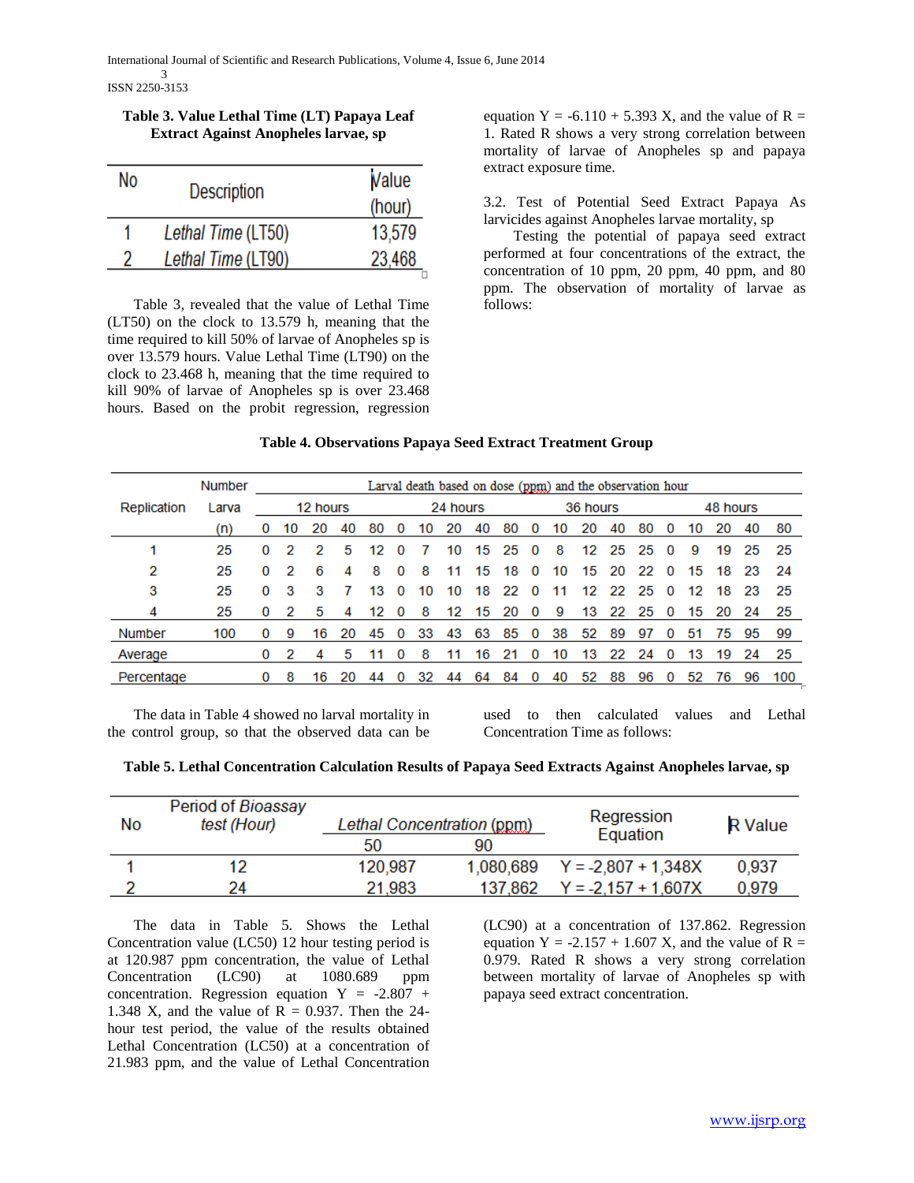**Table 3. Value Lethal Time (LT) Papaya Leaf Extract Against Anopheles larvae, sp**

| No | Description | Value (hour) |
|---|---|---|
| 1 | *Lethal Time* (LT50) | 13,579 |
| 2 | *Lethal Time* (LT90) | 23,468 |

Table 3, revealed that the value of Lethal Time (LT50) on the clock to 13.579 h, meaning that the time required to kill 50% of larvae of Anopheles sp is over 13.579 hours. Value Lethal Time (LT90) on the clock to 23.468 h, meaning that the time required to kill 90% of larvae of Anopheles sp is over 23.468 hours. Based on the probit regression, regression equation Y = -6.110 + 5.393 X, and the value of R = 1. Rated R shows a very strong correlation between mortality of larvae of Anopheles sp and papaya extract exposure time.

3.2. Test of Potential Seed Extract Papaya As larvicides against Anopheles larvae mortality, sp

Testing the potential of papaya seed extract performed at four concentrations of the extract, the concentration of 10 ppm, 20 ppm, 40 ppm, and 80 ppm. The observation of mortality of larvae as follows:

**Table 4. Observations Papaya Seed Extract Treatment Group**

| Replication | Number Larva (n) | Larval death based on dose (ppm) and the observation hour | | | | | | | | | | | | | | | | | | | |
|---|---|---|---|---|---|---|---|---|---|---|---|---|---|---|---|---|---|---|---|---|---|
| | | 12 hours | | | | | 24 hours | | | | | 36 hours | | | | | 48 hours | | | | |
| | | 0 | 10 | 20 | 40 | 80 | 0 | 10 | 20 | 40 | 80 | 0 | 10 | 20 | 40 | 80 | 0 | 10 | 20 | 40 | 80 |
| 1 | 25 | 0 | 2 | 2 | 5 | 12 | 0 | 7 | 10 | 15 | 25 | 0 | 8 | 12 | 25 | 25 | 0 | 9 | 19 | 25 | 25 |
| 2 | 25 | 0 | 2 | 6 | 4 | 8 | 0 | 8 | 11 | 15 | 18 | 0 | 10 | 15 | 20 | 22 | 0 | 15 | 18 | 23 | 24 |
| 3 | 25 | 0 | 3 | 3 | 7 | 13 | 0 | 10 | 10 | 18 | 22 | 0 | 11 | 12 | 22 | 25 | 0 | 12 | 18 | 23 | 25 |
| 4 | 25 | 0 | 2 | 5 | 4 | 12 | 0 | 8 | 12 | 15 | 20 | 0 | 9 | 13 | 22 | 25 | 0 | 15 | 20 | 24 | 25 |
| Number | 100 | 0 | 9 | 16 | 20 | 45 | 0 | 33 | 43 | 63 | 85 | 0 | 38 | 52 | 89 | 97 | 0 | 51 | 75 | 95 | 99 |
| Average | | 0 | 2 | 4 | 5 | 11 | 0 | 8 | 11 | 16 | 21 | 0 | 10 | 13 | 22 | 24 | 0 | 13 | 19 | 24 | 25 |
| Percentage | | 0 | 8 | 16 | 20 | 44 | 0 | 32 | 44 | 64 | 84 | 0 | 40 | 52 | 88 | 96 | 0 | 52 | 76 | 96 | 100 |

The data in Table 4 showed no larval mortality in the control group, so that the observed data can be used to then calculated values and Lethal Concentration Time as follows:

**Table 5. Lethal Concentration Calculation Results of Papaya Seed Extracts Against Anopheles larvae, sp**

| No | Period of *Bioassay test (Hour)* | *Lethal Concentration* (ppm) 50 | *Lethal Concentration* (ppm) 90 | Regression Equation | R Value |
|---|---|---|---|---|---|
| 1 | 12 | 120,987 | 1,080,689 | Y = -2,807 + 1,348X | 0,937 |
| 2 | 24 | 21,983 | 137,862 | Y = -2,157 + 1,607X | 0,979 |

The data in Table 5. Shows the Lethal Concentration value (LC50) 12 hour testing period is at 120.987 ppm concentration, the value of Lethal Concentration (LC90) at 1080.689 ppm concentration. Regression equation Y = -2.807 + 1.348 X, and the value of R = 0.937. Then the 24-hour test period, the value of the results obtained Lethal Concentration (LC50) at a concentration of 21.983 ppm, and the value of Lethal Concentration (LC90) at a concentration of 137.862. Regression equation Y = -2.157 + 1.607 X, and the value of R = 0.979. Rated R shows a very strong correlation between mortality of larvae of Anopheles sp with papaya seed extract concentration.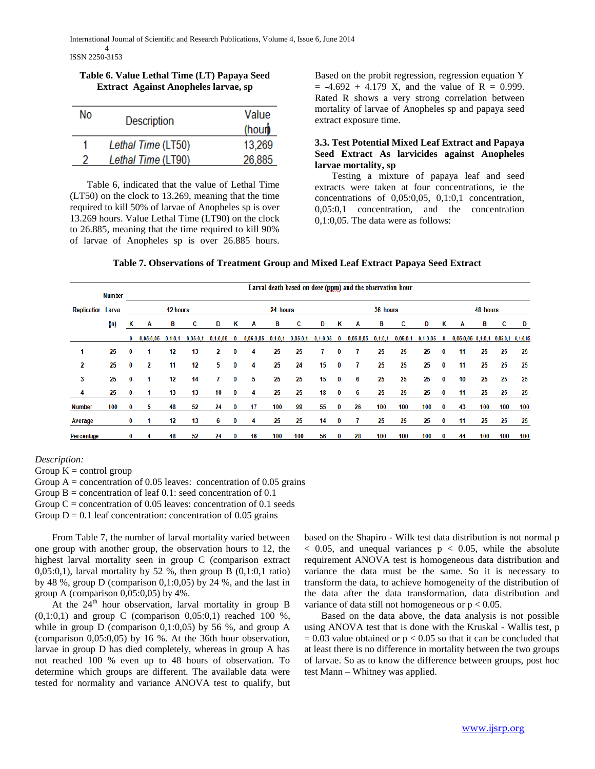**Table 6. Value Lethal Time (LT) Papaya Seed Extract Against Anopheles larvae, sp**

| No | Description | Value (hour) |
|---|---|---|
| 1 | *Lethal Time* (LT50) | 13,269 |
| 2 | *Lethal Time* (LT90) | 26,885 |

Table 6, indicated that the value of Lethal Time (LT50) on the clock to 13.269, meaning that the time required to kill 50% of larvae of Anopheles sp is over 13.269 hours. Value Lethal Time (LT90) on the clock to 26.885, meaning that the time required to kill 90% of larvae of Anopheles sp is over 26.885 hours.

Based on the probit regression, regression equation Y = -4.692 + 4.179 X, and the value of R = 0.999. Rated R shows a very strong correlation between mortality of larvae of Anopheles sp and papaya seed extract exposure time.

### 3.3. Test Potential Mixed Leaf Extract and Papaya Seed Extract As larvicides against Anopheles larvae mortality, sp

Testing a mixture of papaya leaf and seed extracts were taken at four concentrations, ie the concentrations of 0,05:0,05, 0,1:0,1 concentration, 0,05:0,1 concentration, and the concentration 0,1:0,05. The data were as follows:

**Table 7. Observations of Treatment Group and Mixed Leaf Extract Papaya Seed Extract**

| Replication | Number Larva (n) | 12 hours | | | | | 24 hours | | | | | 36 hours | | | | | 48 hours | | | | |
|---|---|---|---|---|---|---|---|---|---|---|---|---|---|---|---|---|---|---|---|---|---|
| | | K | A | B | C | D | K | A | B | C | D | K | A | B | C | D | K | A | B | C | D |
| | | 0 | 0,05:0,05 | 0,1:0,1 | 0,05:0,1 | 0,1:0,05 | 0 | 0,05:0,05 | 0,1:0,1 | 0,05:0,1 | 0,1:0,05 | 0 | 0,05:0,05 | 0,1:0,1 | 0,05:0,1 | 0,1:0,05 | 0 | 0,05:0,05 | 0,1:0,1 | 0,05:0,1 | 0,1:0,05 |
| 1 | 25 | 0 | 1 | 12 | 13 | 2 | 0 | 4 | 25 | 25 | 7 | 0 | 7 | 25 | 25 | 25 | 0 | 11 | 25 | 25 | 25 |
| 2 | 25 | 0 | 2 | 11 | 12 | 5 | 0 | 4 | 25 | 24 | 15 | 0 | 7 | 25 | 25 | 25 | 0 | 11 | 25 | 25 | 25 |
| 3 | 25 | 0 | 1 | 12 | 14 | 7 | 0 | 5 | 25 | 25 | 15 | 0 | 6 | 25 | 25 | 25 | 0 | 10 | 25 | 25 | 25 |
| 4 | 25 | 0 | 1 | 13 | 13 | 10 | 0 | 4 | 25 | 25 | 18 | 0 | 6 | 25 | 25 | 25 | 0 | 11 | 25 | 25 | 25 |
| Number | 100 | 0 | 5 | 48 | 52 | 24 | 0 | 17 | 100 | 99 | 55 | 0 | 26 | 100 | 100 | 100 | 0 | 43 | 100 | 100 | 100 |
| Average | | 0 | 1 | 12 | 13 | 6 | 0 | 4 | 25 | 25 | 14 | 0 | 7 | 25 | 25 | 25 | 0 | 11 | 25 | 25 | 25 |
| Percentage | | 0 | 4 | 48 | 52 | 24 | 0 | 16 | 100 | 100 | 56 | 0 | 28 | 100 | 100 | 100 | 0 | 44 | 100 | 100 | 100 |

Larval death based on dose (ppm) and the observation hour

*Description:*
Group K = control group
Group A = concentration of 0.05 leaves: concentration of 0.05 grains
Group B = concentration of leaf 0.1: seed concentration of 0.1
Group C = concentration of 0.05 leaves: concentration of 0.1 seeds
Group D = 0.1 leaf concentration: concentration of 0.05 grains

From Table 7, the number of larval mortality varied between one group with another group, the observation hours to 12, the highest larval mortality seen in group C (comparison extract 0,05:0,1), larval mortality by 52 %, then group B (0,1:0,1 ratio) by 48 %, group D (comparison 0,1:0,05) by 24 %, and the last in group A (comparison 0,05:0,05) by 4%.

At the 24th hour observation, larval mortality in group B (0,1:0,1) and group C (comparison 0,05:0,1) reached 100 %, while in group D (comparison 0,1:0,05) by 56 %, and group A (comparison 0,05:0,05) by 16 %. At the 36th hour observation, larvae in group D has died completely, whereas in group A has not reached 100 % even up to 48 hours of observation. To determine which groups are different. The available data were tested for normality and variance ANOVA test to qualify, but based on the Shapiro - Wilk test data distribution is not normal $p < 0.05$, and unequal variances $p < 0.05$, while the absolute requirement ANOVA test is homogeneous data distribution and variance the data must be the same. So it is necessary to transform the data, to achieve homogeneity of the distribution of the data after the data transformation, data distribution and variance of data still not homogeneous or $p < 0.05$.

Based on the data above, the data analysis is not possible using ANOVA test that is done with the Kruskal - Wallis test, $p = 0.03$ value obtained or $p < 0.05$ so that it can be concluded that at least there is no difference in mortality between the two groups of larvae. So as to know the difference between groups, post hoc test Mann – Whitney was applied.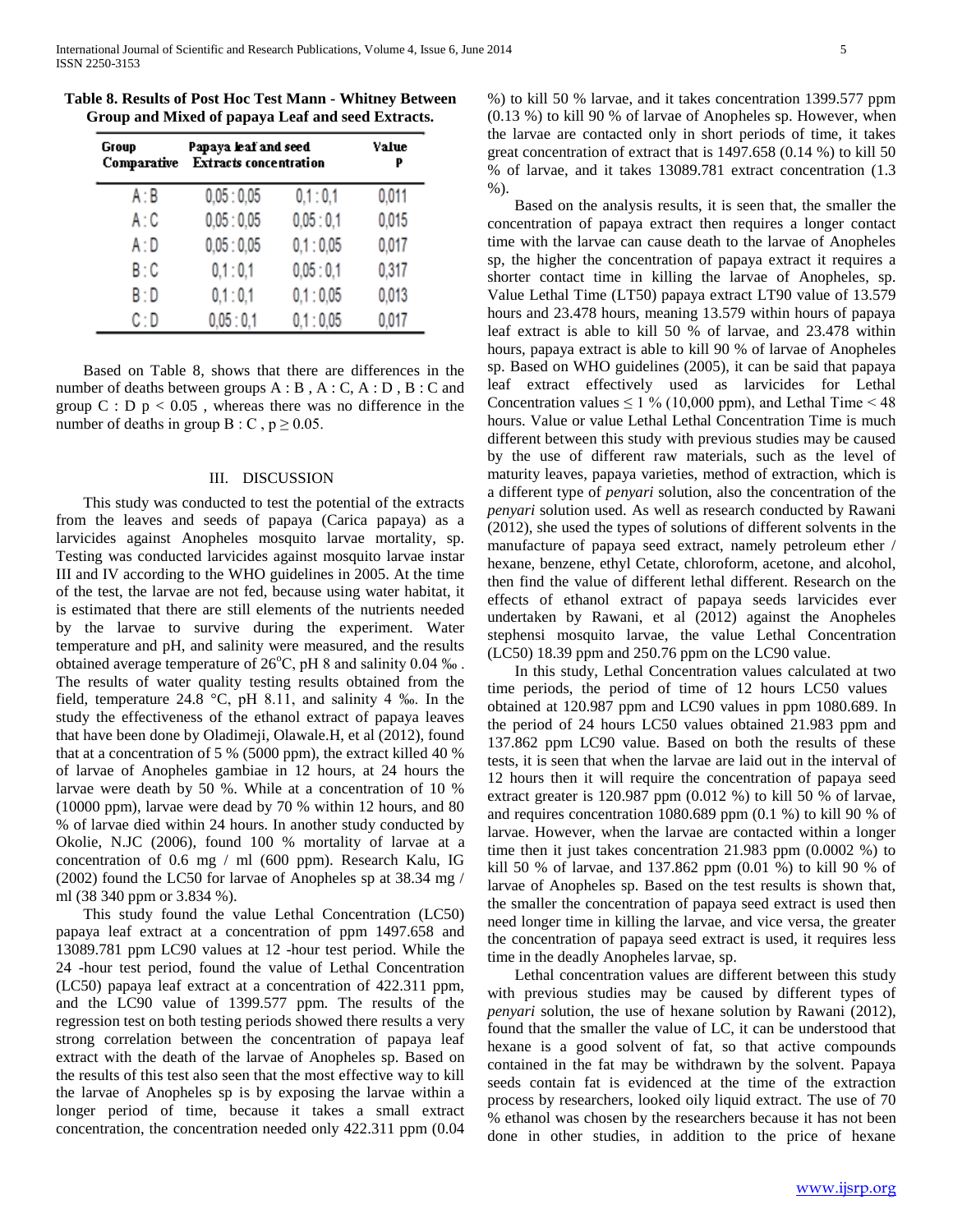**Table 8. Results of Post Hoc Test Mann - Whitney Between Group and Mixed of papaya Leaf and seed Extracts.**

| Group Comparative | Papaya leaf and seed Extracts concentration | | Value P |
|---|---|---|---|
| A : B | 0,05 : 0,05 | 0,1 : 0,1 | 0,011 |
| A : C | 0,05 : 0,05 | 0,05 : 0,1 | 0,015 |
| A : D | 0,05 : 0,05 | 0,1 : 0,05 | 0,017 |
| B : C | 0,1 : 0,1 | 0,05 : 0,1 | 0,317 |
| B : D | 0,1 : 0,1 | 0,1 : 0,05 | 0,013 |
| C : D | 0,05 : 0,1 | 0,1 : 0,05 | 0,017 |

Based on Table 8, shows that there are differences in the number of deaths between groups A : B , A : C, A : D , B : C and group C : D $p < 0.05$ , whereas there was no difference in the number of deaths in group B : C , $p \geq 0.05$.

## III. DISCUSSION

This study was conducted to test the potential of the extracts from the leaves and seeds of papaya (Carica papaya) as a larvicides against Anopheles mosquito larvae mortality, sp. Testing was conducted larvicides against mosquito larvae instar III and IV according to the WHO guidelines in 2005. At the time of the test, the larvae are not fed, because using water habitat, it is estimated that there are still elements of the nutrients needed by the larvae to survive during the experiment. Water temperature and pH, and salinity were measured, and the results obtained average temperature of 26°C, pH 8 and salinity 0.04 ‰ . The results of water quality testing results obtained from the field, temperature 24.8 °C, pH 8.11, and salinity 4 ‰. In the study the effectiveness of the ethanol extract of papaya leaves that have been done by Oladimeji, Olawale.H, et al (2012), found that at a concentration of 5 % (5000 ppm), the extract killed 40 % of larvae of Anopheles gambiae in 12 hours, at 24 hours the larvae were death by 50 %. While at a concentration of 10 % (10000 ppm), larvae were dead by 70 % within 12 hours, and 80 % of larvae died within 24 hours. In another study conducted by Okolie, N.JC (2006), found 100 % mortality of larvae at a concentration of 0.6 mg / ml (600 ppm). Research Kalu, IG (2002) found the LC50 for larvae of Anopheles sp at 38.34 mg / ml (38 340 ppm or 3.834 %).

This study found the value Lethal Concentration (LC50) papaya leaf extract at a concentration of ppm 1497.658 and 13089.781 ppm LC90 values at 12 -hour test period. While the 24 -hour test period, found the value of Lethal Concentration (LC50) papaya leaf extract at a concentration of 422.311 ppm, and the LC90 value of 1399.577 ppm. The results of the regression test on both testing periods showed there results a very strong correlation between the concentration of papaya leaf extract with the death of the larvae of Anopheles sp. Based on the results of this test also seen that the most effective way to kill the larvae of Anopheles sp is by exposing the larvae within a longer period of time, because it takes a small extract concentration, the concentration needed only 422.311 ppm (0.04 %) to kill 50 % larvae, and it takes concentration 1399.577 ppm (0.13 %) to kill 90 % of larvae of Anopheles sp. However, when the larvae are contacted only in short periods of time, it takes great concentration of extract that is 1497.658 (0.14 %) to kill 50 % of larvae, and it takes 13089.781 extract concentration (1.3 %).

Based on the analysis results, it is seen that, the smaller the concentration of papaya extract then requires a longer contact time with the larvae can cause death to the larvae of Anopheles sp, the higher the concentration of papaya extract it requires a shorter contact time in killing the larvae of Anopheles, sp. Value Lethal Time (LT50) papaya extract LT90 value of 13.579 hours and 23.478 hours, meaning 13.579 within hours of papaya leaf extract is able to kill 50 % of larvae, and 23.478 within hours, papaya extract is able to kill 90 % of larvae of Anopheles sp. Based on WHO guidelines (2005), it can be said that papaya leaf extract effectively used as larvicides for Lethal Concentration values ≤ 1 % (10,000 ppm), and Lethal Time < 48 hours. Value or value Lethal Lethal Concentration Time is much different between this study with previous studies may be caused by the use of different raw materials, such as the level of maturity leaves, papaya varieties, method of extraction, which is a different type of *penyari* solution, also the concentration of the *penyari* solution used. As well as research conducted by Rawani (2012), she used the types of solutions of different solvents in the manufacture of papaya seed extract, namely petroleum ether / hexane, benzene, ethyl Cetate, chloroform, acetone, and alcohol, then find the value of different lethal different. Research on the effects of ethanol extract of papaya seeds larvicides ever undertaken by Rawani, et al (2012) against the Anopheles stephensi mosquito larvae, the value Lethal Concentration (LC50) 18.39 ppm and 250.76 ppm on the LC90 value.

In this study, Lethal Concentration values calculated at two time periods, the period of time of 12 hours LC50 values obtained at 120.987 ppm and LC90 values in ppm 1080.689. In the period of 24 hours LC50 values obtained 21.983 ppm and 137.862 ppm LC90 value. Based on both the results of these tests, it is seen that when the larvae are laid out in the interval of 12 hours then it will require the concentration of papaya seed extract greater is 120.987 ppm (0.012 %) to kill 50 % of larvae, and requires concentration 1080.689 ppm (0.1 %) to kill 90 % of larvae. However, when the larvae are contacted within a longer time then it just takes concentration 21.983 ppm (0.0002 %) to kill 50 % of larvae, and 137.862 ppm (0.01 %) to kill 90 % of larvae of Anopheles sp. Based on the test results is shown that, the smaller the concentration of papaya seed extract is used then need longer time in killing the larvae, and vice versa, the greater the concentration of papaya seed extract is used, it requires less time in the deadly Anopheles larvae, sp.

Lethal concentration values are different between this study with previous studies may be caused by different types of *penyari* solution, the use of hexane solution by Rawani (2012), found that the smaller the value of LC, it can be understood that hexane is a good solvent of fat, so that active compounds contained in the fat may be withdrawn by the solvent. Papaya seeds contain fat is evidenced at the time of the extraction process by researchers, looked oily liquid extract. The use of 70 % ethanol was chosen by the researchers because it has not been done in other studies, in addition to the price of hexane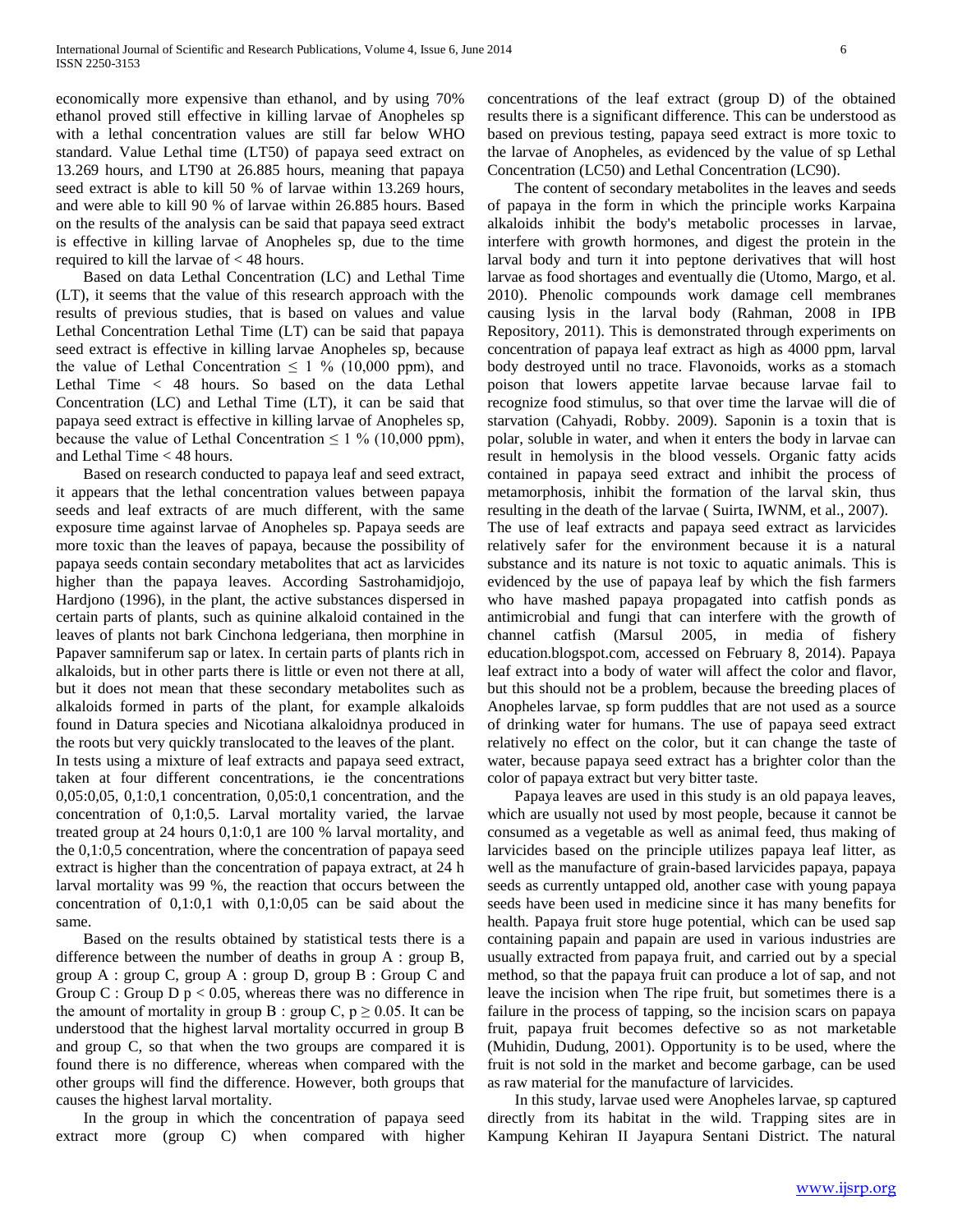economically more expensive than ethanol, and by using 70% ethanol proved still effective in killing larvae of Anopheles sp with a lethal concentration values are still far below WHO standard. Value Lethal time (LT50) of papaya seed extract on 13.269 hours, and LT90 at 26.885 hours, meaning that papaya seed extract is able to kill 50 % of larvae within 13.269 hours, and were able to kill 90 % of larvae within 26.885 hours. Based on the results of the analysis can be said that papaya seed extract is effective in killing the larvae of Anopheles sp, due to the time required to kill the larvae of < 48 hours.

Based on data Lethal Concentration (LC) and Lethal Time (LT), it seems that the value of this research approach with the results of previous studies, that is based on values and value Lethal Concentration Lethal Time (LT) can be said that papaya seed extract is effective in killing larvae Anopheles sp, because the value of Lethal Concentration ≤ 1 % (10,000 ppm), and Lethal Time < 48 hours. So based on the data Lethal Concentration (LC) and Lethal Time (LT), it can be said that papaya seed extract is effective in killing larvae of Anopheles sp, because the value of Lethal Concentration ≤ 1 % (10,000 ppm), and Lethal Time < 48 hours.

Based on research conducted to papaya leaf and seed extract, it appears that the lethal concentration values between papaya seeds and leaf extracts of are much different, with the same exposure time against larvae of Anopheles sp. Papaya seeds are more toxic than the leaves of papaya, because the possibility of papaya seeds contain secondary metabolites that act as larvicides higher than the papaya leaves. According Sastrohamidjojo, Hardjono (1996), in the plant, the active substances dispersed in certain parts of plants, such as quinine alkaloid contained in the leaves of plants not bark Cinchona ledgeriana, then morphine in Papaver samniferum sap or latex. In certain parts of plants rich in alkaloids, but in other parts there is little or even not there at all, but it does not mean that these secondary metabolites such as alkaloids formed in parts of the plant, for example alkaloids found in Datura species and Nicotiana alkaloidnya produced in the roots but very quickly translocated to the leaves of the plant.

In tests using a mixture of leaf extracts and papaya seed extract, taken at four different concentrations, ie the concentrations 0,05:0,05, 0,1:0,1 concentration, 0,05:0,1 concentration, and the concentration of 0,1:0,5. Larval mortality varied, the larvae treated group at 24 hours 0,1:0,1 are 100 % larval mortality, and the 0,1:0,5 concentration, where the concentration of papaya seed extract is higher than the concentration of papaya extract, at 24 h larval mortality was 99 %, the reaction that occurs between the concentration of 0,1:0,1 with 0,1:0,05 can be said about the same.

Based on the results obtained by statistical tests there is a difference between the number of deaths in group A : group B, group A : group C, group A : group D, group B : Group C and Group C : Group D $p < 0.05$, whereas there was no difference in the amount of mortality in group B : group C, $p \geq 0.05$. It can be understood that the highest larval mortality occurred in group B and group C, so that when the two groups are compared it is found there is no difference, whereas when compared with the other groups will find the difference. However, both groups that causes the highest larval mortality.

In the group in which the concentration of papaya seed extract more (group C) when compared with higher concentrations of the leaf extract (group D) of the obtained results there is a significant difference. This can be understood as based on previous testing, papaya seed extract is more toxic to the larvae of Anopheles, as evidenced by the value of sp Lethal Concentration (LC50) and Lethal Concentration (LC90).

The content of secondary metabolites in the leaves and seeds of papaya in the form in which the principle works Karpaina alkaloids inhibit the body's metabolic processes in larvae, interfere with growth hormones, and digest the protein in the larval body and turn it into peptone derivatives that will host larvae as food shortages and eventually die (Utomo, Margo, et al. 2010). Phenolic compounds work damage cell membranes causing lysis in the larval body (Rahman, 2008 in IPB Repository, 2011). This is demonstrated through experiments on concentration of papaya leaf extract as high as 4000 ppm, larval body destroyed until no trace. Flavonoids, works as a stomach poison that lowers appetite larvae because larvae fail to recognize food stimulus, so that over time the larvae will die of starvation (Cahyadi, Robby. 2009). Saponin is a toxin that is polar, soluble in water, and when it enters the body in larvae can result in hemolysis in the blood vessels. Organic fatty acids contained in papaya seed extract and inhibit the process of metamorphosis, inhibit the formation of the larval skin, thus resulting in the death of the larvae ( Suirta, IWNM, et al., 2007).

The use of leaf extracts and papaya seed extract as larvicides relatively safer for the environment because it is a natural substance and its nature is not toxic to aquatic animals. This is evidenced by the use of papaya leaf by which the fish farmers who have mashed papaya propagated into catfish ponds as antimicrobial and fungi that can interfere with the growth of channel catfish (Marsul 2005, in media of fishery education.blogspot.com, accessed on February 8, 2014). Papaya leaf extract into a body of water will affect the color and flavor, but this should not be a problem, because the breeding places of Anopheles larvae, sp form puddles that are not used as a source of drinking water for humans. The use of papaya seed extract relatively no effect on the color, but it can change the taste of water, because papaya seed extract has a brighter color than the color of papaya extract but very bitter taste.

Papaya leaves are used in this study is an old papaya leaves, which are usually not used by most people, because it cannot be consumed as a vegetable as well as animal feed, thus making of larvicides based on the principle utilizes papaya leaf litter, as well as the manufacture of grain-based larvicides papaya, papaya seeds as currently untapped old, another case with young papaya seeds have been used in medicine since it has many benefits for health. Papaya fruit store huge potential, which can be used sap containing papain and papain are used in various industries are usually extracted from papaya fruit, and carried out by a special method, so that the papaya fruit can produce a lot of sap, and not leave the incision when The ripe fruit, but sometimes there is a failure in the process of tapping, so the incision scars on papaya fruit, papaya fruit becomes defective so as not marketable (Muhidin, Dudung, 2001). Opportunity is to be used, where the fruit is not sold in the market and become garbage, can be used as raw material for the manufacture of larvicides.

In this study, larvae used were Anopheles larvae, sp captured directly from its habitat in the wild. Trapping sites are in Kampung Kehiran II Jayapura Sentani District. The natural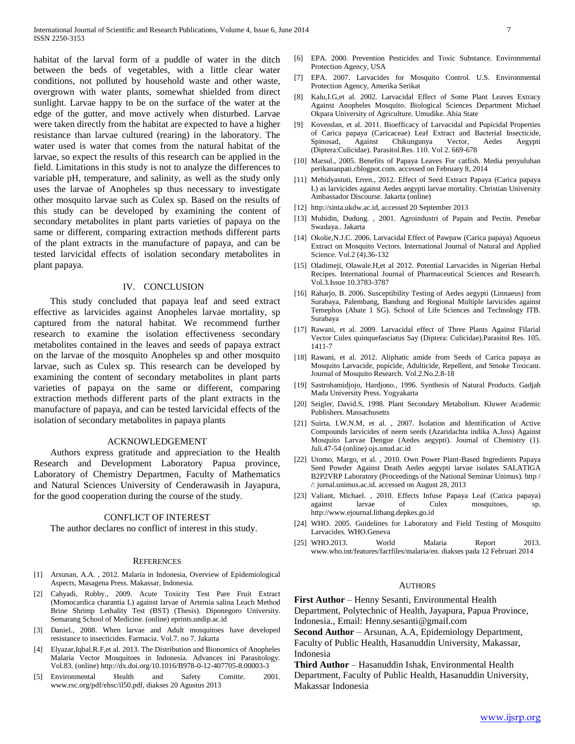habitat of the larval form of a puddle of water in the ditch between the beds of vegetables, with a little clear water conditions, not polluted by household waste and other waste, overgrown with water plants, somewhat shielded from direct sunlight. Larvae happy to be on the surface of the water at the edge of the gutter, and move actively when disturbed. Larvae were taken directly from the habitat are expected to have a higher resistance than larvae cultured (rearing) in the laboratory. The water used is water that comes from the natural habitat of the larvae, so expect the results of this research can be applied in the field. Limitations in this study is not to analyze the differences to variable pH, temperature, and salinity, as well as the study only uses the larvae of Anopheles sp thus necessary to investigate other mosquito larvae such as Culex sp. Based on the results of this study can be developed by examining the content of secondary metabolites in plant parts varieties of papaya on the same or different, comparing extraction methods different parts of the plant extracts in the manufacture of papaya, and can be tested larvicidal effects of isolation secondary metabolites in plant papaya.

## IV. CONCLUSION

This study concluded that papaya leaf and seed extract effective as larvicides against Anopheles larvae mortality, sp captured from the natural habitat. We recommend further research to examine the isolation effectiveness secondary metabolites contained in the leaves and seeds of papaya extract on the larvae of the mosquito Anopheles sp and other mosquito larvae, such as Culex sp. This research can be developed by examining the content of secondary metabolites in plant parts varieties of papaya on the same or different, comparing extraction methods different parts of the plant extracts in the manufacture of papaya, and can be tested larvicidal effects of the isolation of secondary metabolites in papaya plants

## ACKNOWLEDGEMENT

Authors express gratitude and appreciation to the Health Research and Development Laboratory Papua province, Laboratory of Chemistry Departmen, Faculty of Mathematics and Natural Sciences University of Cenderawasih in Jayapura, for the good cooperation during the course of the study.

## CONFLICT OF INTEREST

The author declares no conflict of interest in this study.

## REFERENCES

[1] Arsunan, A.A. , 2012. Malaria in Indonesia, Overview of Epidemiological Aspects, Masagena Press. Makassar, Indonesia.

[2] Cahyadi, Robby., 2009. Acute Toxicity Test Pare Fruit Extract (Momocardica charantia L) against larvae of Artemia salina Leach Method Brine Shrimp Lethality Test (BST) (Thesis). Diponegoro University. Semarang School of Medicine. (online) eprints.undip.ac.id

[3] Daniel., 2008. When larvae and Adult mosquitoes have developed resistance to insecticides. Farmacia. Vol.7. no 7. Jakarta

[4] Elyazar,Iqbal.R.F,et al. 2013. The Distribution and Bionomics of Anopheles Malaria Vector Mosquitoes in Indonesia. Advances ini Parasitology. Vol.83. (online) http://dx.doi.org/10.1016/B978-0-12-407705-8.00003-3

[5] Environmental Health and Safety Comitte. 2001. www.rsc.org/pdf/ehsc/il50.pdf, diakses 20 Agustus 2013

[6] EPA. 2000. Prevention Pesticides and Toxic Substance. Environmental Protection Agency, USA

[7] EPA. 2007. Larvacides for Mosquito Control. U.S. Environmental Protection Agency, Amerika Serikat

[8] Kalu,I.G,et al. 2002. Larvacidal Effect of Some Plant Leaves Extracy Against Anopheles Mosquito. Biological Sciences Department Michael Okpara University of Agriculture. Umudike. Ahia State

[9] Kovendan, et al. 2011. Bioefficacy of Larvacidal and Pupicidal Properties of Carica papaya (Caricaceae) Leaf Extract and Bacterial Insecticide, Spinosad, Against Chikungunya Vector, Aedes Aegypti (Diptera:Culicidae). Parasitol.Res. 110. Vol 2. 669-678

[10] Marsul., 2005. Benefits of Papaya Leaves For catfish. Media penyuluhan perikananpati.cblogpot.com. accessed on February 8, 2014

[11] Mehidyastuti, Erren., 2012. Effect of Seed Extract Papaya (Carica papaya L) as larvicides against Aedes aegypti larvae mortality. Christian University Ambassador Discourse. Jakarta (online)

[12] http://sinta.ukdw.ac.id, accessed 20 September 2013

[13] Muhidin, Dudung. , 2001. Agroindustri of Papain and Pectin. Penebar Swadaya.. Jakarta

[14] Okolie,N.J.C. 2006. Larvacidal Effect of Pawpaw (Carica papaya) Aquoeus Extract on Mosquito Vectors. International Journal of Natural and Applied Science. Vol.2 (4).36-132

[15] Oladimeji, Olawale.H,et al 2012. Potential Larvacides in Nigerian Herbal Recipes. International Journal of Pharmaceutical Sciences and Research. Vol.3.Issue 10.3783-3787

[16] Raharjo, B. 2006. Susceptibility Testing of Aedes aegypti (Linnaeus) from Surabaya, Palembang, Bandung and Regional Multiple larvicides against Temephos (Abate 1 SG). School of Life Sciences and Technology ITB. Surabaya

[17] Rawani, et al. 2009. Larvacidal effect of Three Plants Against Filarial Vector Culex quinquefasciatus Say (Diptera: Culicidae).Parasitol Res. 105. 1411-7

[18] Rawani, et al. 2012. Aliphatic amide from Seeds of Carica papaya as Mosquito Larvacide, pupicide, Adulticide, Repellent, and Smoke Toxicant. Journal of Mosquito Research. Vol.2.No.2.8-18

[19] Sastrohamidjojo, Hardjono., 1996. Synthesis of Natural Products. Gadjah Mada University Press. Yogyakarta

[20] Seigler, David.S, 1998. Plant Secondary Metabolism. Kluwer Academic Publishers. Massachusetts

[21] Suirta, I.W.N.M, et al. , 2007. Isolation and Identification of Active Compounds larvicides of neem seeds (Azaridachta indika A.Juss) Against Mosquito Larvae Dengue (Aedes aegypti). Journal of Chemistry (1). Juli.47-54 (online) ojs.unud.ac.id

[22] Utomo, Margo, et al. , 2010. Own Power Plant-Based Ingredients Papaya Seed Powder Against Death Aedes aegypti larvae isolates SALATIGA B2P2VRP Laboratory (Proceedings of the National Seminar Unimus). http / /: jurnal.unimus.ac.id. accessed on August 28, 2013

[23] Valiant, Michael. , 2010. Effects Infuse Papaya Leaf (Carica papaya) against larvae of Culex mosquitoes, sp. http://www.ejournal.litbang.depkes.go.id

[24] WHO. 2005. Guidelines for Laboratory and Field Testing of Mosquito Larvacides. WHO.Geneva

[25] WHO.2013. World Malaria Report 2013. www.who.int/features/factfiles/malaria/en. diakses pada 12 Februari 2014

## AUTHORS

**First Author** – Henny Sesanti, Environmental Health Department, Polytechnic of Health, Jayapura, Papua Province, Indonesia., Email: Henny.sesanti@gmail.com

**Second Author** – Arsunan, A.A, Epidemiology Department, Faculty of Public Health, Hasanuddin University, Makassar, Indonesia

**Third Author** – Hasanuddin Ishak, Environmental Health Department, Faculty of Public Health, Hasanuddin University, Makassar Indonesia